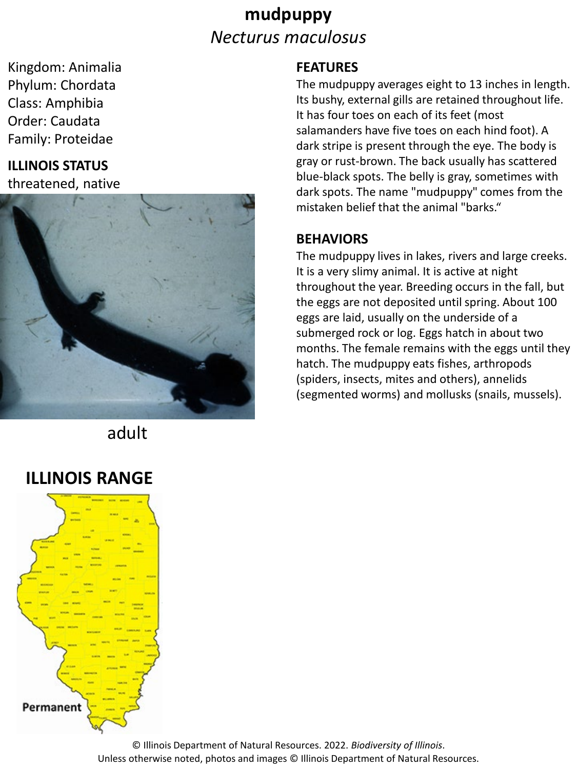# mudpuppy

*Necturus maculosus*

Kingdom: Animalia
Phylum: Chordata
Class: Amphibia
Order: Caudata
Family: Proteidae

**ILLINOIS STATUS**

threatened, native

adult

## FEATURES

The mudpuppy averages eight to 13 inches in length. Its bushy, external gills are retained throughout life. It has four toes on each of its feet (most salamanders have five toes on each hind foot). A dark stripe is present through the eye. The body is gray or rust-brown. The back usually has scattered blue-black spots. The belly is gray, sometimes with dark spots. The name "mudpuppy" comes from the mistaken belief that the animal "barks."

## BEHAVIORS

The mudpuppy lives in lakes, rivers and large creeks. It is a very slimy animal. It is active at night throughout the year. Breeding occurs in the fall, but the eggs are not deposited until spring. About 100 eggs are laid, usually on the underside of a submerged rock or log. Eggs hatch in about two months. The female remains with the eggs until they hatch. The mudpuppy eats fishes, arthropods (spiders, insects, mites and others), annelids (segmented worms) and mollusks (snails, mussels).

## ILLINOIS RANGE

Permanent

© Illinois Department of Natural Resources. 2022. *Biodiversity of Illinois*.
Unless otherwise noted, photos and images © Illinois Department of Natural Resources.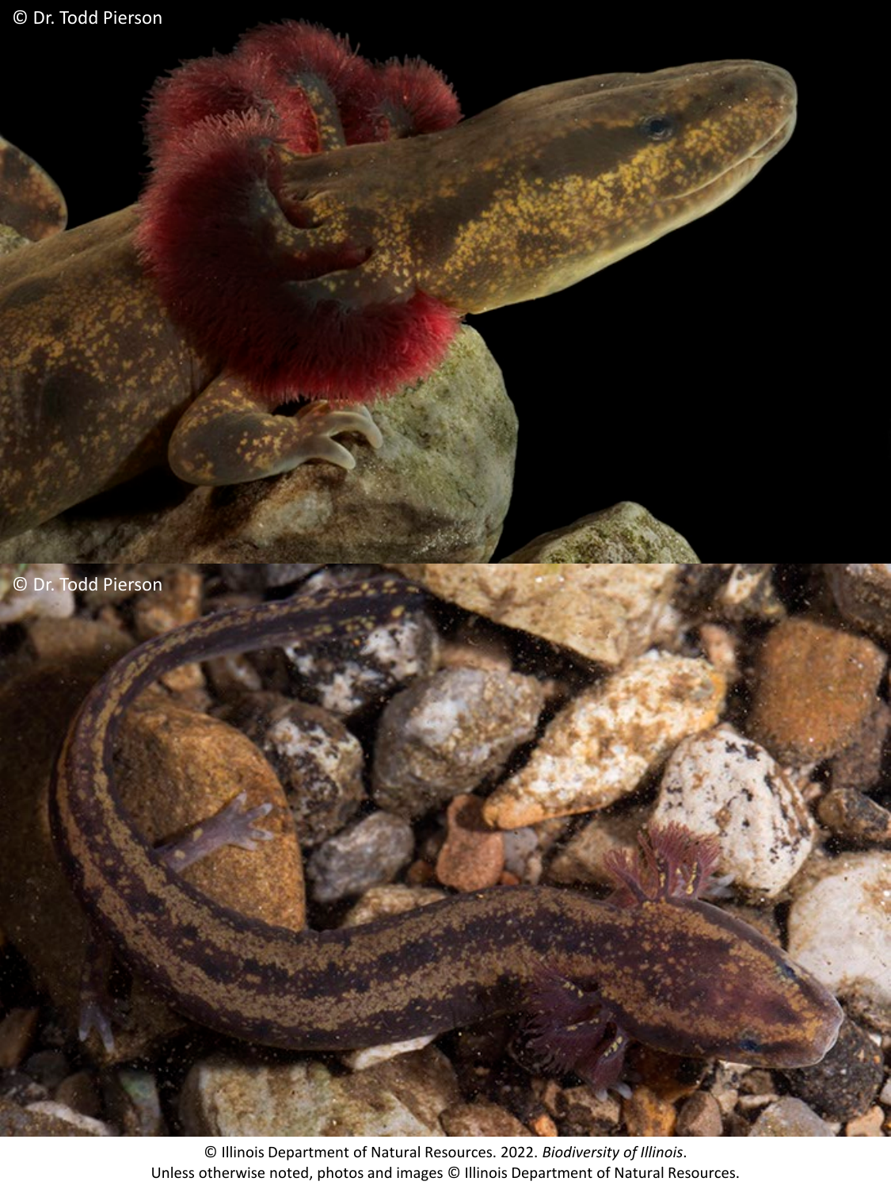© Dr. Todd Pierson

© Dr. Todd Pierson

© Illinois Department of Natural Resources. 2022. *Biodiversity of Illinois*.
Unless otherwise noted, photos and images © Illinois Department of Natural Resources.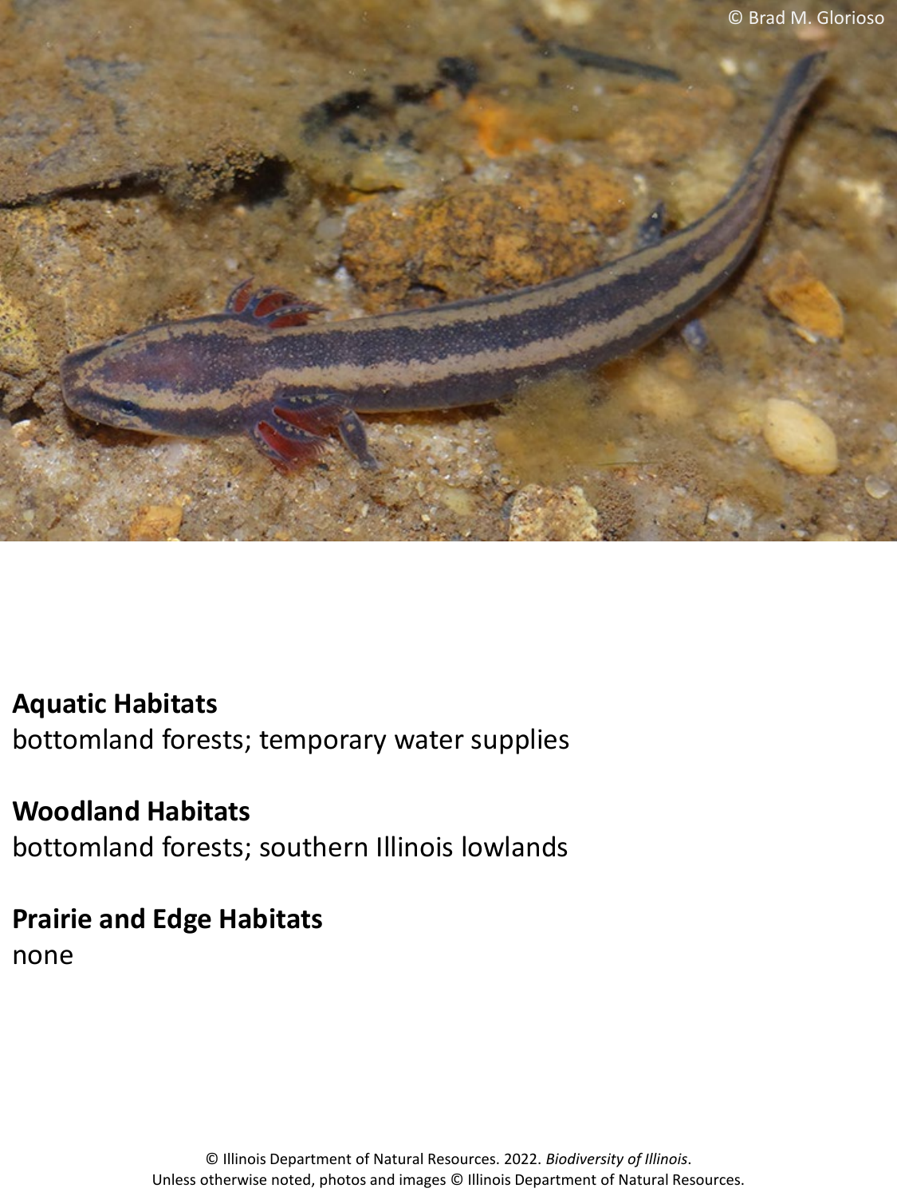**Aquatic Habitats**
bottomland forests; temporary water supplies

**Woodland Habitats**
bottomland forests; southern Illinois lowlands

**Prairie and Edge Habitats**
none